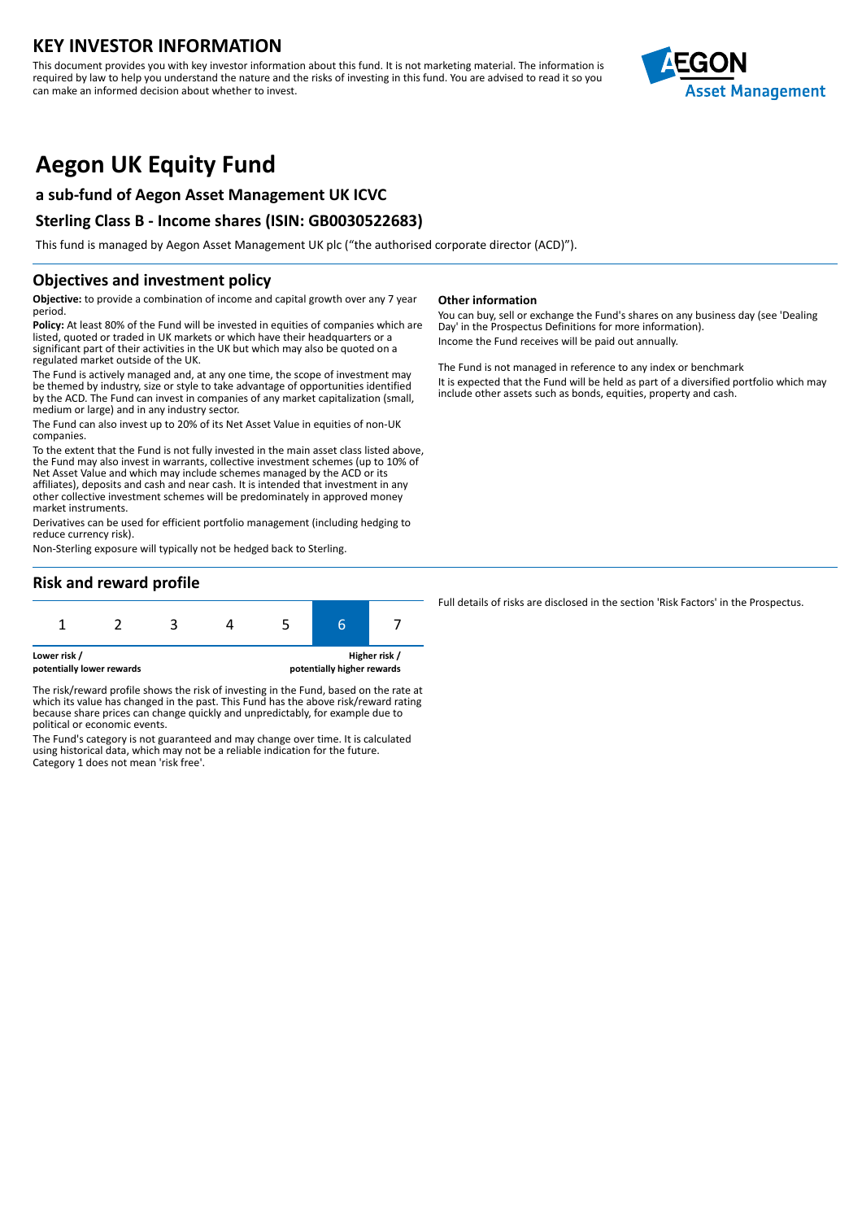# KEY INVESTOR INFORMATION

This document provides you with key investor information about this fund. It is not marketing material. The information is required by law to help you understand the nature and the risks of investing in this fund. You are advised to read it so you can make an informed decision about whether to invest.

# Aegon UK Equity Fund

### a sub-fund of Aegon Asset Management UK ICVC

### Sterling Class B - Income shares (ISIN: GB0030522683)

This fund is managed by Aegon Asset Management UK plc ("the authorised corporate director (ACD)").

## Objectives and investment policy

**Objective:** to provide a combination of income and capital growth over any 7 year period.

**Policy:** At least 80% of the Fund will be invested in equities of companies which are listed, quoted or traded in UK markets or which have their headquarters or a significant part of their activities in the UK but which may also be quoted on a regulated market outside of the UK.

The Fund is actively managed and, at any one time, the scope of investment may be themed by industry, size or style to take advantage of opportunities identified by the ACD. The Fund can invest in companies of any market capitalization (small, medium or large) and in any industry sector.

The Fund can also invest up to 20% of its Net Asset Value in equities of non-UK companies.

To the extent that the Fund is not fully invested in the main asset class listed above, the Fund may also invest in warrants, collective investment schemes (up to 10% of Net Asset Value and which may include schemes managed by the ACD or its affiliates), deposits and cash and near cash. It is intended that investment in any other collective investment schemes will be predominately in approved money market instruments.

Derivatives can be used for efficient portfolio management (including hedging to reduce currency risk).

Non-Sterling exposure will typically not be hedged back to Sterling.

### Other information

You can buy, sell or exchange the Fund's shares on any business day (see 'Dealing Day' in the Prospectus Definitions for more information).

Income the Fund receives will be paid out annually.

The Fund is not managed in reference to any index or benchmark

It is expected that the Fund will be held as part of a diversified portfolio which may include other assets such as bonds, equities, property and cash.

## Risk and reward profile

| 1 | 2 | 3 | 4 | 5 | **6** | 7 |
|---|---|---|---|---|---|---|

**Lower risk / potentially lower rewards** — **Higher risk / potentially higher rewards**

The risk/reward profile shows the risk of investing in the Fund, based on the rate at which its value has changed in the past. This Fund has the above risk/reward rating because share prices can change quickly and unpredictably, for example due to political or economic events.

The Fund's category is not guaranteed and may change over time. It is calculated using historical data, which may not be a reliable indication for the future. Category 1 does not mean 'risk free'.

Full details of risks are disclosed in the section 'Risk Factors' in the Prospectus.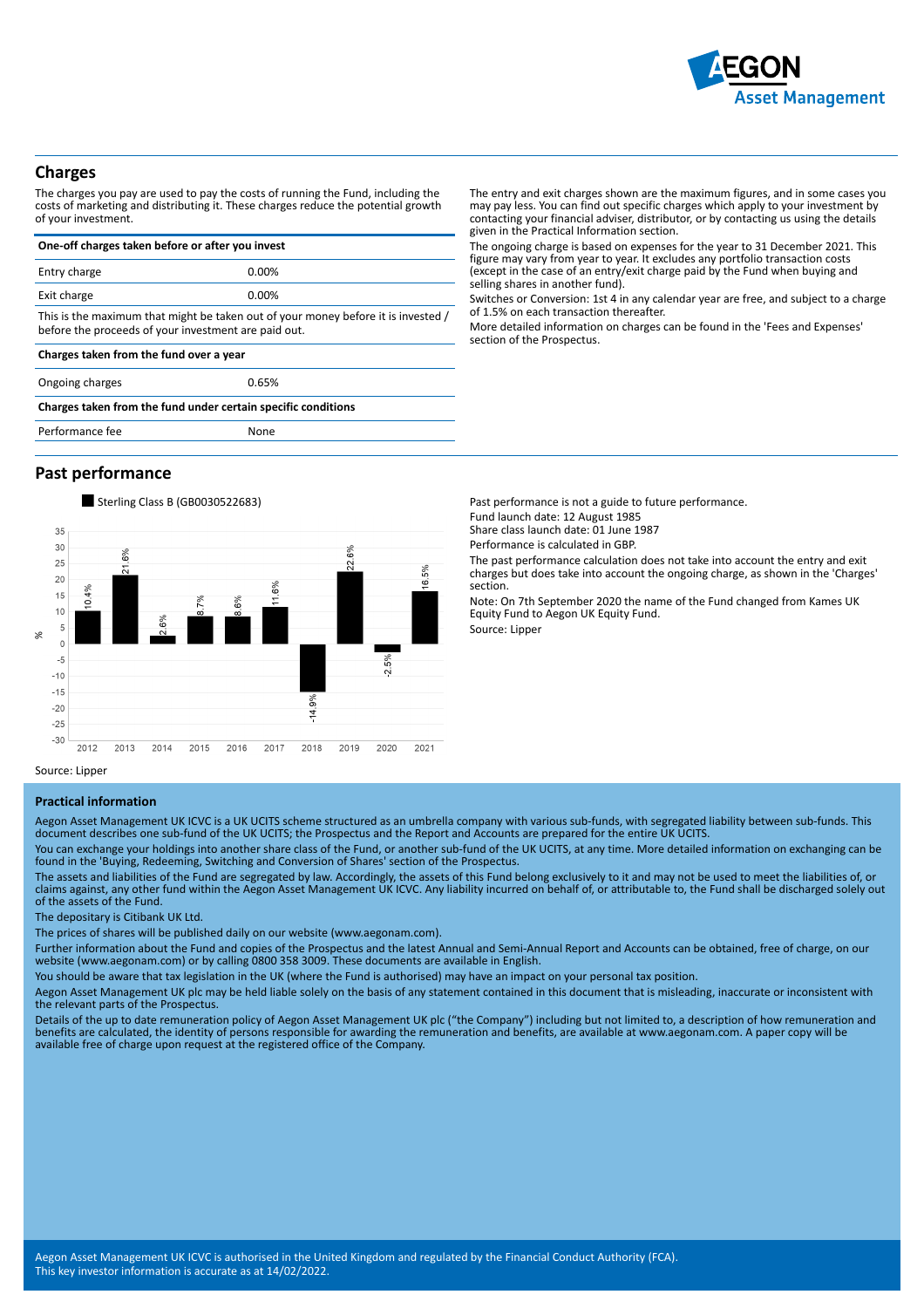## Charges

The charges you pay are used to pay the costs of running the Fund, including the costs of marketing and distributing it. These charges reduce the potential growth of your investment.

| One-off charges taken before or after you invest | |
|---|---|
| Entry charge | 0.00% |
| Exit charge | 0.00% |
| This is the maximum that might be taken out of your money before it is invested / before the proceeds of your investment are paid out. | |
| **Charges taken from the fund over a year** | |
| Ongoing charges | 0.65% |
| **Charges taken from the fund under certain specific conditions** | |
| Performance fee | None |

The entry and exit charges shown are the maximum figures, and in some cases you may pay less. You can find out specific charges which apply to your investment by contacting your financial adviser, distributor, or by contacting us using the details given in the Practical Information section.

The ongoing charge is based on expenses for the year to 31 December 2021. This figure may vary from year to year. It excludes any portfolio transaction costs (except in the case of an entry/exit charge paid by the Fund when buying and selling shares in another fund).

Switches or Conversion: 1st 4 in any calendar year are free, and subject to a charge of 1.5% on each transaction thereafter.

More detailed information on charges can be found in the 'Fees and Expenses' section of the Prospectus.

## Past performance

Sterling Class B (GB0030522683)

%

35
30
25
20
15
10
5
0
-5
-10
-15
-20
-25
-30

10.4% 21.6% 2.6% 8.7% 8.6% 11.6% -14.9% 22.6% -2.5% 16.5%

2012 2013 2014 2015 2016 2017 2018 2019 2020 2021

Source: Lipper

Past performance is not a guide to future performance.

Fund launch date: 12 August 1985

Share class launch date: 01 June 1987

Performance is calculated in GBP.

The past performance calculation does not take into account the entry and exit charges but does take into account the ongoing charge, as shown in the 'Charges' section.

Note: On 7th September 2020 the name of the Fund changed from Kames UK Equity Fund to Aegon UK Equity Fund.

Source: Lipper

### Practical information

Aegon Asset Management UK ICVC is a UK UCITS scheme structured as an umbrella company with various sub-funds, with segregated liability between sub-funds. This document describes one sub-fund of the UK UCITS; the Prospectus and the Report and Accounts are prepared for the entire UK UCITS.

You can exchange your holdings into another share class of the Fund, or another sub-fund of the UK UCITS, at any time. More detailed information on exchanging can be found in the 'Buying, Redeeming, Switching and Conversion of Shares' section of the Prospectus.

The assets and liabilities of the Fund are segregated by law. Accordingly, the assets of this Fund belong exclusively to it and may not be used to meet the liabilities of, or claims against, any other fund within the Aegon Asset Management UK ICVC. Any liability incurred on behalf of, or attributable to, the Fund shall be discharged solely out of the assets of the Fund.

The depositary is Citibank UK Ltd.

The prices of shares will be published daily on our website (www.aegonam.com).

Further information about the Fund and copies of the Prospectus and the latest Annual and Semi-Annual Report and Accounts can be obtained, free of charge, on our website (www.aegonam.com) or by calling 0800 358 3009. These documents are available in English.

You should be aware that tax legislation in the UK (where the Fund is authorised) may have an impact on your personal tax position.

Aegon Asset Management UK plc may be held liable solely on the basis of any statement contained in this document that is misleading, inaccurate or inconsistent with the relevant parts of the Prospectus.

Details of the up to date remuneration policy of Aegon Asset Management UK plc ("the Company") including but not limited to, a description of how remuneration and benefits are calculated, the identity of persons responsible for awarding the remuneration and benefits, are available at www.aegonam.com. A paper copy will be available free of charge upon request at the registered office of the Company.

Aegon Asset Management UK ICVC is authorised in the United Kingdom and regulated by the Financial Conduct Authority (FCA).
This key investor information is accurate as at 14/02/2022.